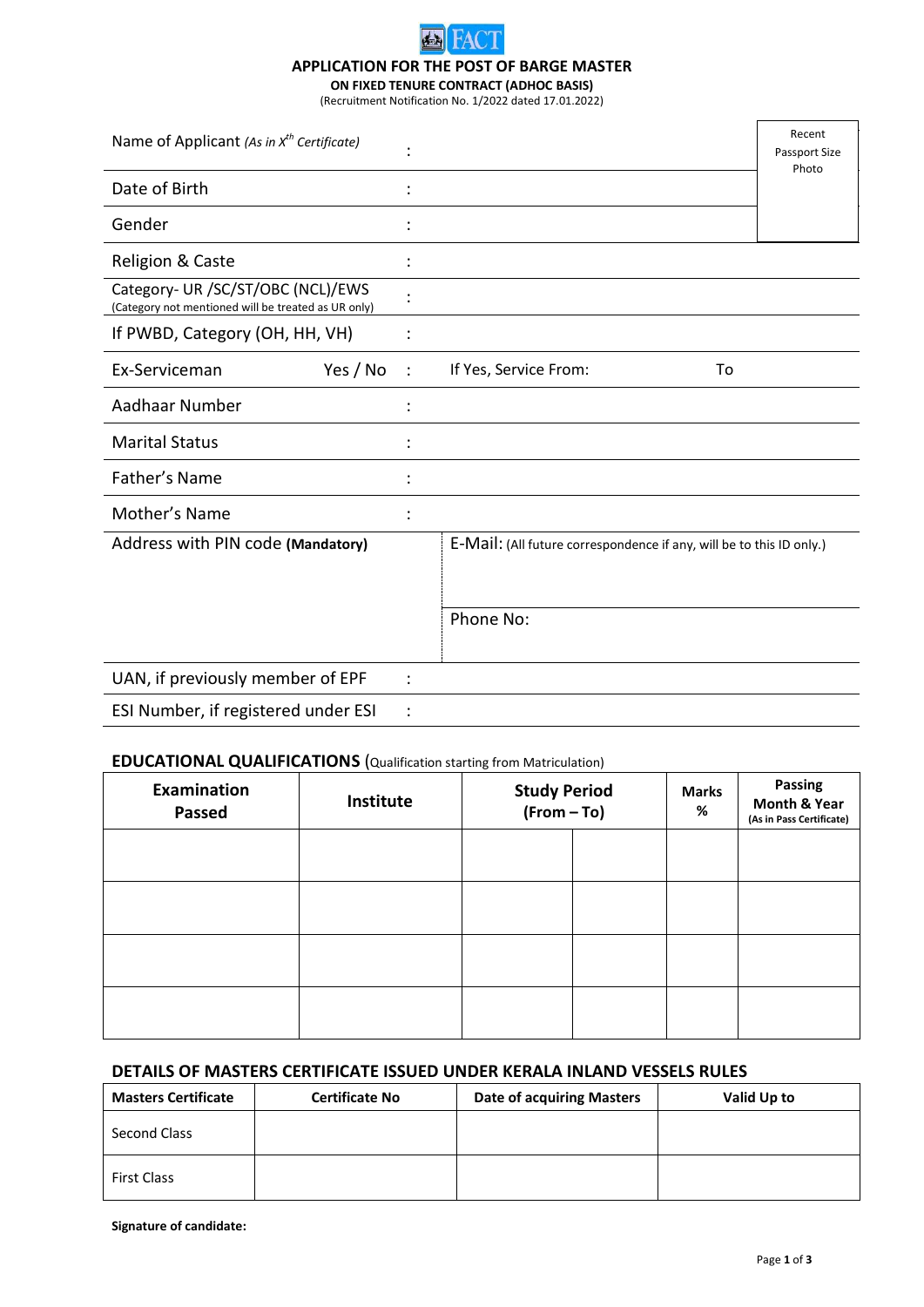FACT

# APPLICATION FOR THE POST OF BARGE MASTER

**ON FIXED TENURE CONTRACT (ADHOC BASIS)**

(Recruitment Notification No. 1/2022 dated 17.01.2022)

| | | | |
|---|---|---|---|
| Name of Applicant *(As in $X^{th}$ Certificate)* | : | | Recent Passport Size Photo |
| Date of Birth | : | | |
| Gender | : | | |
| Religion & Caste | : | | |
| Category- UR /SC/ST/OBC (NCL)/EWS (Category not mentioned will be treated as UR only) | : | | |
| If PWBD, Category (OH, HH, VH) | : | | |
| Ex-Serviceman Yes / No | : | If Yes, Service From: To | |
| Aadhaar Number | : | | |
| Marital Status | : | | |
| Father's Name | : | | |
| Mother's Name | : | | |
| Address with PIN code **(Mandatory)** | | E-Mail: (All future correspondence if any, will be to this ID only.) | |
| | | Phone No: | |
| UAN, if previously member of EPF | : | | |
| ESI Number, if registered under ESI | : | | |

## EDUCATIONAL QUALIFICATIONS (Qualification starting from Matriculation)

| Examination Passed | Institute | Study Period (From – To) | | Marks % | Passing Month & Year (As in Pass Certificate) |
|---|---|---|---|---|---|
| | | | | | |
| | | | | | |
| | | | | | |
| | | | | | |

## DETAILS OF MASTERS CERTIFICATE ISSUED UNDER KERALA INLAND VESSELS RULES

| Masters Certificate | Certificate No | Date of acquiring Masters | Valid Up to |
|---|---|---|---|
| Second Class | | | |
| First Class | | | |

**Signature of candidate:**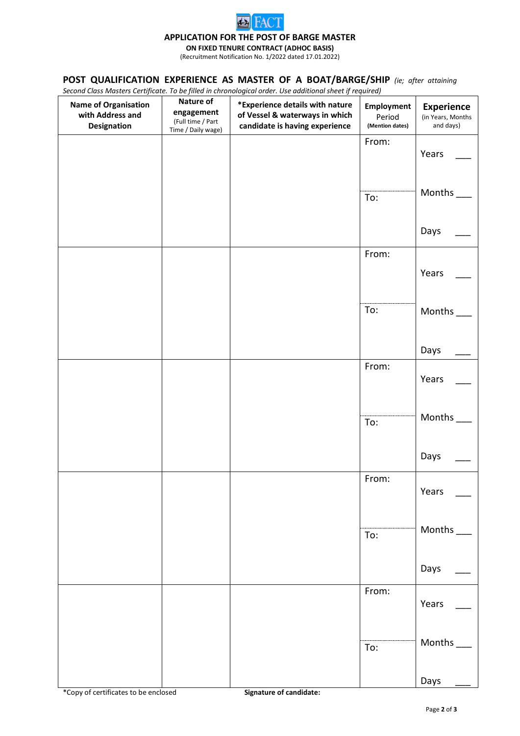**APPLICATION FOR THE POST OF BARGE MASTER**

**ON FIXED TENURE CONTRACT (ADHOC BASIS)**

(Recruitment Notification No. 1/2022 dated 17.01.2022)

## POST QUALIFICATION EXPERIENCE AS MASTER OF A BOAT/BARGE/SHIP *(ie; after attaining Second Class Masters Certificate. To be filled in chronological order. Use additional sheet if required)*

| Name of Organisation with Address and Designation | Nature of engagement (Full time / Part Time / Daily wage) | *Experience details with nature of Vessel & waterways in which candidate is having experience | Employment Period (Mention dates) | Experience (in Years, Months and days) |
|---|---|---|---|---|
| | | | From: To: | Years ___ Months ___ Days ___ |
| | | | From: To: | Years ___ Months ___ Days ___ |
| | | | From: To: | Years ___ Months ___ Days ___ |
| | | | From: To: | Years ___ Months ___ Days ___ |
| | | | From: To: | Years ___ Months ___ Days ___ |

*Copy of certificates to be enclosed

**Signature of candidate:**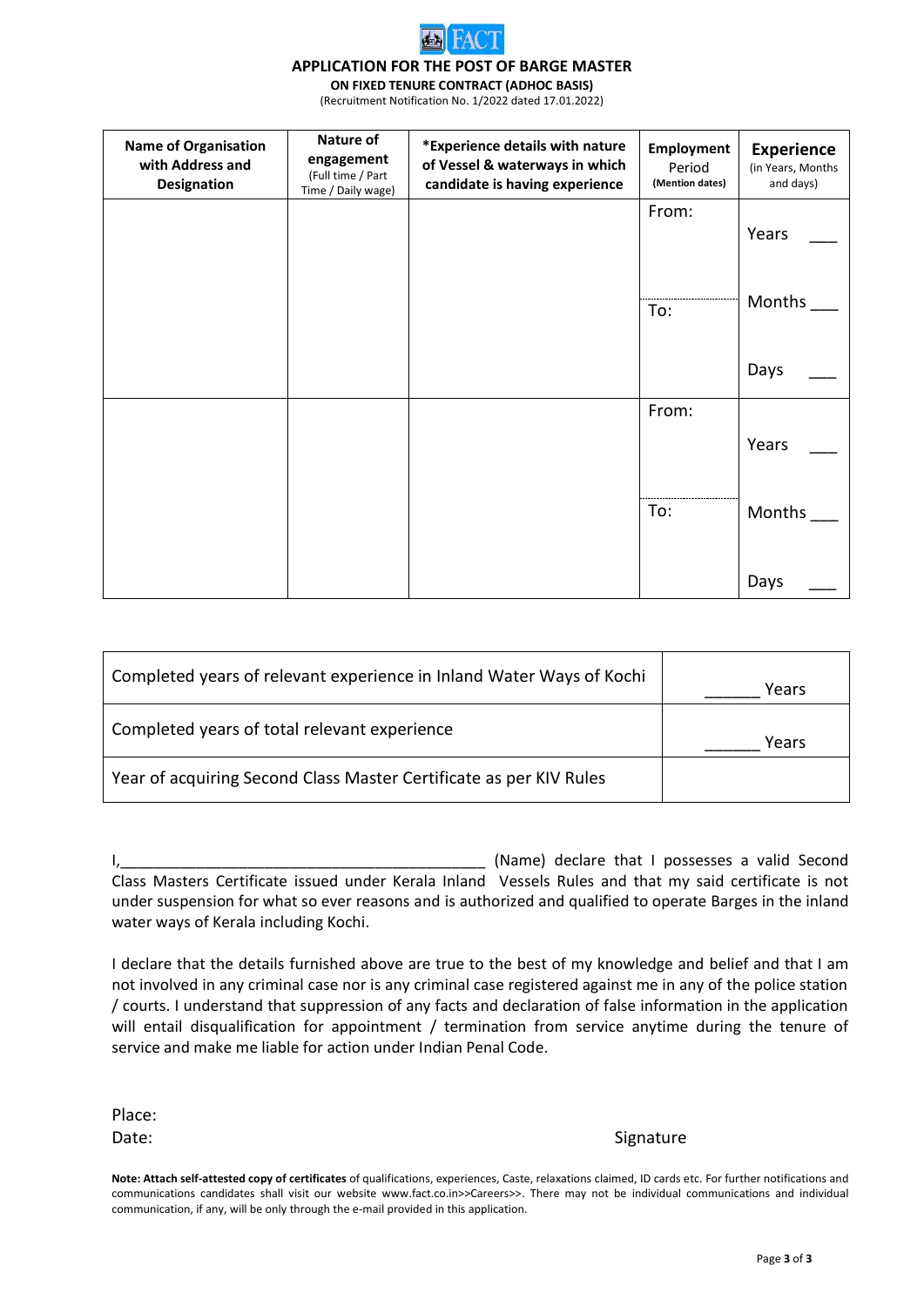FACT

**APPLICATION FOR THE POST OF BARGE MASTER**

**ON FIXED TENURE CONTRACT (ADHOC BASIS)**

(Recruitment Notification No. 1/2022 dated 17.01.2022)

| **Name of Organisation with Address and Designation** | **Nature of engagement** (Full time / Part Time / Daily wage) | ***Experience details with nature of Vessel & waterways in which candidate is having experience** | **Employment** Period **(Mention dates)** | **Experience** (in Years, Months and days) |
|---|---|---|---|---|
| | | | From:<br><br>To: | Years ___<br><br>Months ___<br><br>Days ___ |
| | | | From:<br><br>To: | Years ___<br><br>Months ___<br><br>Days ___ |

| | |
|---|---|
| Completed years of relevant experience in Inland Water Ways of Kochi | ______ Years |
| Completed years of total relevant experience | ______ Years |
| Year of acquiring Second Class Master Certificate as per KIV Rules | |

I,___________________________________________ (Name) declare that I possesses a valid Second Class Masters Certificate issued under Kerala Inland Vessels Rules and that my said certificate is not under suspension for what so ever reasons and is authorized and qualified to operate Barges in the inland water ways of Kerala including Kochi.

I declare that the details furnished above are true to the best of my knowledge and belief and that I am not involved in any criminal case nor is any criminal case registered against me in any of the police station / courts. I understand that suppression of any facts and declaration of false information in the application will entail disqualification for appointment / termination from service anytime during the tenure of service and make me liable for action under Indian Penal Code.

Place:

Date: Signature

**Note: Attach self-attested copy of certificates** of qualifications, experiences, Caste, relaxations claimed, ID cards etc. For further notifications and communications candidates shall visit our website www.fact.co.in>>Careers>>. There may not be individual communications and individual communication, if any, will be only through the e-mail provided in this application.